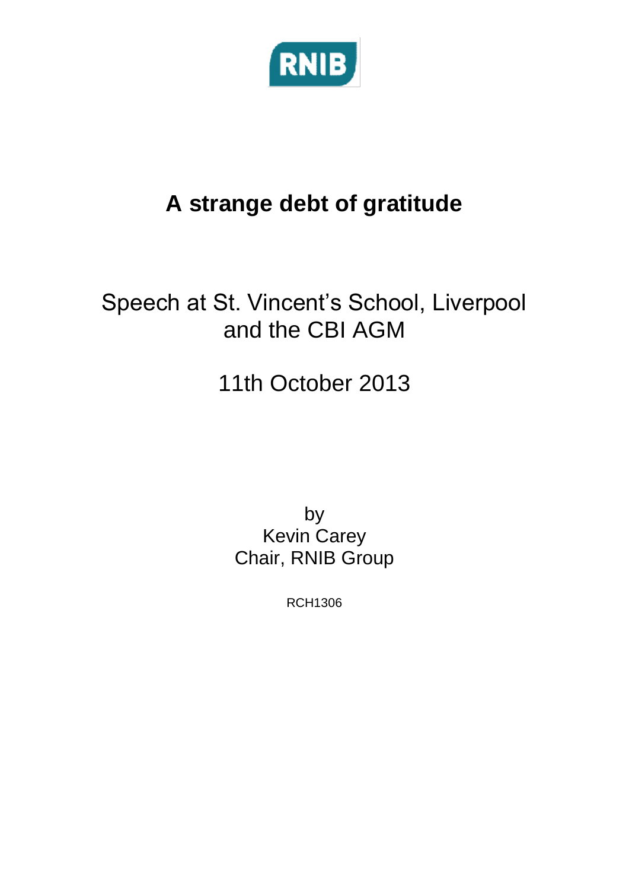RNIB

# A strange debt of gratitude

Speech at St. Vincent's School, Liverpool and the CBI AGM

11th October 2013

by
Kevin Carey
Chair, RNIB Group

RCH1306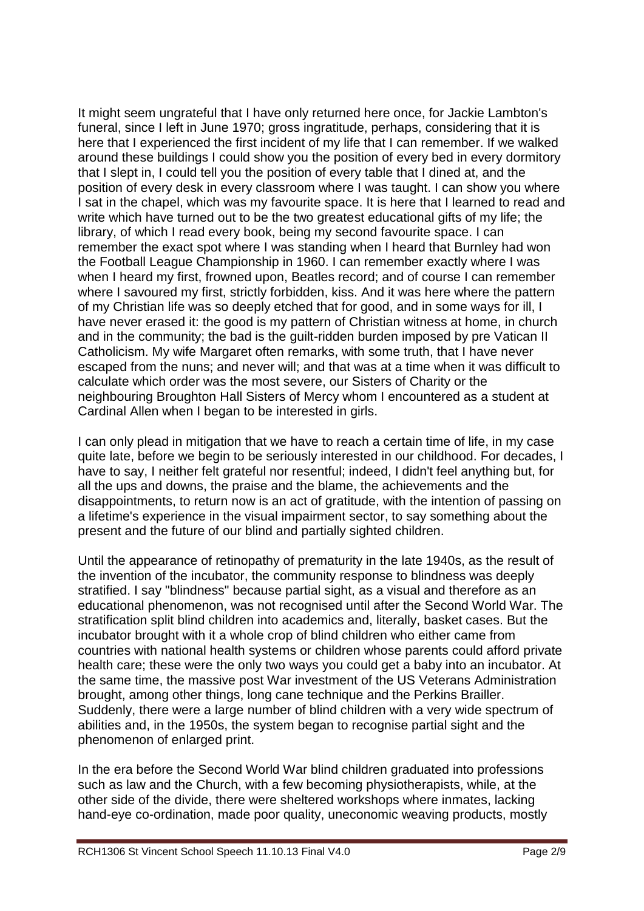It might seem ungrateful that I have only returned here once, for Jackie Lambton's funeral, since I left in June 1970; gross ingratitude, perhaps, considering that it is here that I experienced the first incident of my life that I can remember. If we walked around these buildings I could show you the position of every bed in every dormitory that I slept in, I could tell you the position of every table that I dined at, and the position of every desk in every classroom where I was taught. I can show you where I sat in the chapel, which was my favourite space. It is here that I learned to read and write which have turned out to be the two greatest educational gifts of my life; the library, of which I read every book, being my second favourite space. I can remember the exact spot where I was standing when I heard that Burnley had won the Football League Championship in 1960. I can remember exactly where I was when I heard my first, frowned upon, Beatles record; and of course I can remember where I savoured my first, strictly forbidden, kiss. And it was here where the pattern of my Christian life was so deeply etched that for good, and in some ways for ill, I have never erased it: the good is my pattern of Christian witness at home, in church and in the community; the bad is the guilt-ridden burden imposed by pre Vatican II Catholicism. My wife Margaret often remarks, with some truth, that I have never escaped from the nuns; and never will; and that was at a time when it was difficult to calculate which order was the most severe, our Sisters of Charity or the neighbouring Broughton Hall Sisters of Mercy whom I encountered as a student at Cardinal Allen when I began to be interested in girls.

I can only plead in mitigation that we have to reach a certain time of life, in my case quite late, before we begin to be seriously interested in our childhood. For decades, I have to say, I neither felt grateful nor resentful; indeed, I didn't feel anything but, for all the ups and downs, the praise and the blame, the achievements and the disappointments, to return now is an act of gratitude, with the intention of passing on a lifetime's experience in the visual impairment sector, to say something about the present and the future of our blind and partially sighted children.

Until the appearance of retinopathy of prematurity in the late 1940s, as the result of the invention of the incubator, the community response to blindness was deeply stratified. I say "blindness" because partial sight, as a visual and therefore as an educational phenomenon, was not recognised until after the Second World War. The stratification split blind children into academics and, literally, basket cases. But the incubator brought with it a whole crop of blind children who either came from countries with national health systems or children whose parents could afford private health care; these were the only two ways you could get a baby into an incubator. At the same time, the massive post War investment of the US Veterans Administration brought, among other things, long cane technique and the Perkins Brailler. Suddenly, there were a large number of blind children with a very wide spectrum of abilities and, in the 1950s, the system began to recognise partial sight and the phenomenon of enlarged print.

In the era before the Second World War blind children graduated into professions such as law and the Church, with a few becoming physiotherapists, while, at the other side of the divide, there were sheltered workshops where inmates, lacking hand-eye co-ordination, made poor quality, uneconomic weaving products, mostly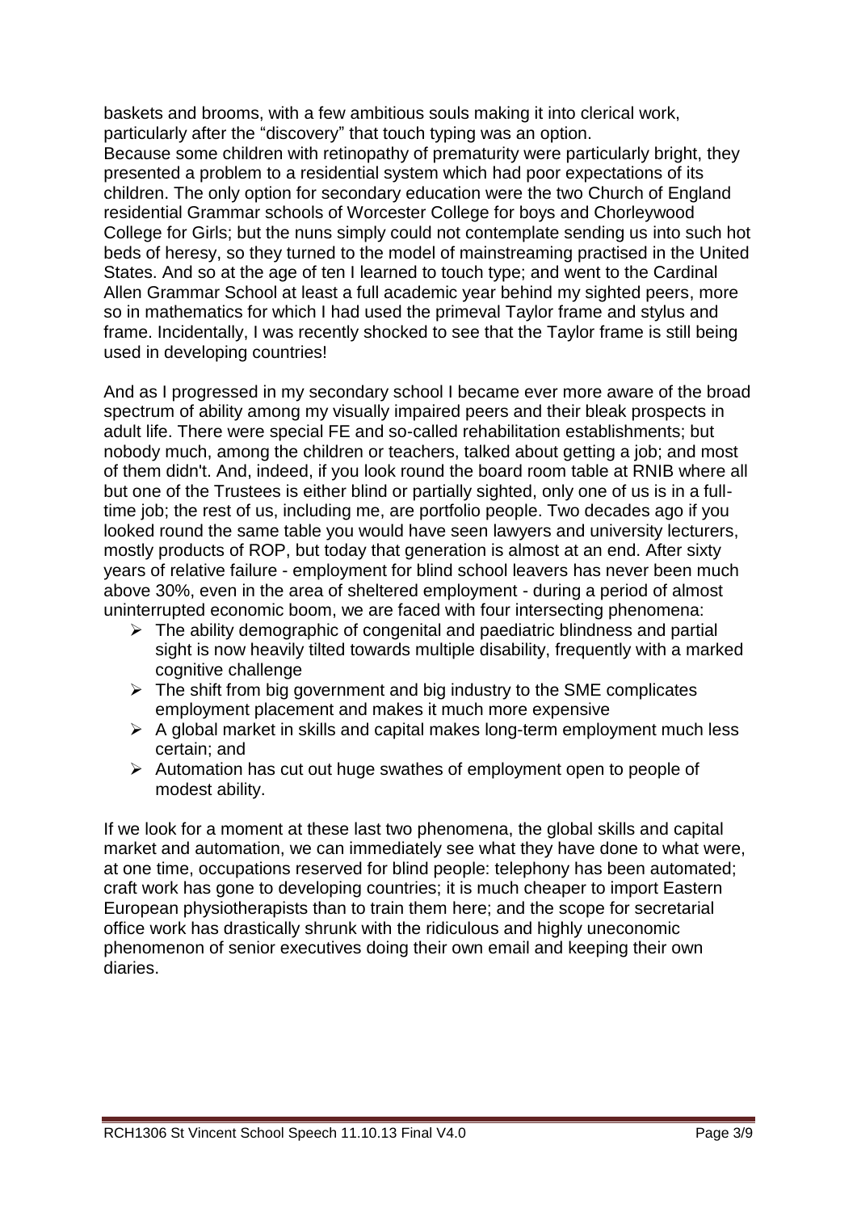baskets and brooms, with a few ambitious souls making it into clerical work, particularly after the "discovery" that touch typing was an option.
Because some children with retinopathy of prematurity were particularly bright, they presented a problem to a residential system which had poor expectations of its children. The only option for secondary education were the two Church of England residential Grammar schools of Worcester College for boys and Chorleywood College for Girls; but the nuns simply could not contemplate sending us into such hot beds of heresy, so they turned to the model of mainstreaming practised in the United States. And so at the age of ten I learned to touch type; and went to the Cardinal Allen Grammar School at least a full academic year behind my sighted peers, more so in mathematics for which I had used the primeval Taylor frame and stylus and frame. Incidentally, I was recently shocked to see that the Taylor frame is still being used in developing countries!

And as I progressed in my secondary school I became ever more aware of the broad spectrum of ability among my visually impaired peers and their bleak prospects in adult life. There were special FE and so-called rehabilitation establishments; but nobody much, among the children or teachers, talked about getting a job; and most of them didn't. And, indeed, if you look round the board room table at RNIB where all but one of the Trustees is either blind or partially sighted, only one of us is in a full-time job; the rest of us, including me, are portfolio people. Two decades ago if you looked round the same table you would have seen lawyers and university lecturers, mostly products of ROP, but today that generation is almost at an end. After sixty years of relative failure - employment for blind school leavers has never been much above 30%, even in the area of sheltered employment - during a period of almost uninterrupted economic boom, we are faced with four intersecting phenomena:

- The ability demographic of congenital and paediatric blindness and partial sight is now heavily tilted towards multiple disability, frequently with a marked cognitive challenge
- The shift from big government and big industry to the SME complicates employment placement and makes it much more expensive
- A global market in skills and capital makes long-term employment much less certain; and
- Automation has cut out huge swathes of employment open to people of modest ability.

If we look for a moment at these last two phenomena, the global skills and capital market and automation, we can immediately see what they have done to what were, at one time, occupations reserved for blind people: telephony has been automated; craft work has gone to developing countries; it is much cheaper to import Eastern European physiotherapists than to train them here; and the scope for secretarial office work has drastically shrunk with the ridiculous and highly uneconomic phenomenon of senior executives doing their own email and keeping their own diaries.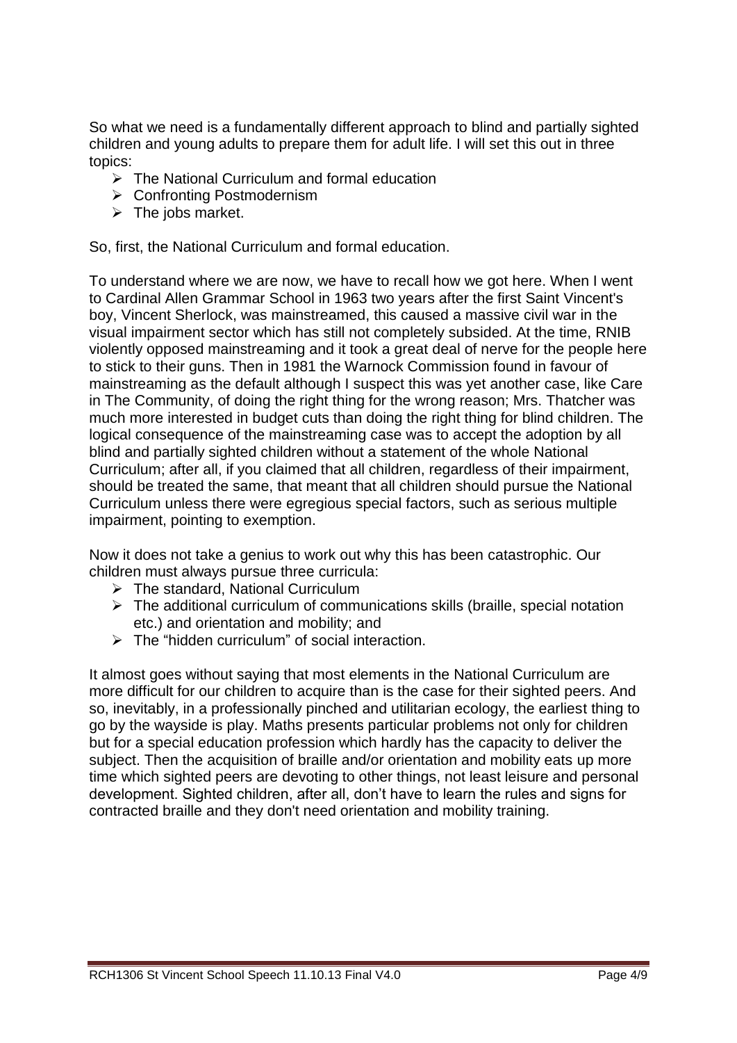So what we need is a fundamentally different approach to blind and partially sighted children and young adults to prepare them for adult life. I will set this out in three topics:

- The National Curriculum and formal education
- Confronting Postmodernism
- The jobs market.

So, first, the National Curriculum and formal education.

To understand where we are now, we have to recall how we got here. When I went to Cardinal Allen Grammar School in 1963 two years after the first Saint Vincent's boy, Vincent Sherlock, was mainstreamed, this caused a massive civil war in the visual impairment sector which has still not completely subsided. At the time, RNIB violently opposed mainstreaming and it took a great deal of nerve for the people here to stick to their guns. Then in 1981 the Warnock Commission found in favour of mainstreaming as the default although I suspect this was yet another case, like Care in The Community, of doing the right thing for the wrong reason; Mrs. Thatcher was much more interested in budget cuts than doing the right thing for blind children. The logical consequence of the mainstreaming case was to accept the adoption by all blind and partially sighted children without a statement of the whole National Curriculum; after all, if you claimed that all children, regardless of their impairment, should be treated the same, that meant that all children should pursue the National Curriculum unless there were egregious special factors, such as serious multiple impairment, pointing to exemption.

Now it does not take a genius to work out why this has been catastrophic. Our children must always pursue three curricula:

- The standard, National Curriculum
- The additional curriculum of communications skills (braille, special notation etc.) and orientation and mobility; and
- The "hidden curriculum" of social interaction.

It almost goes without saying that most elements in the National Curriculum are more difficult for our children to acquire than is the case for their sighted peers. And so, inevitably, in a professionally pinched and utilitarian ecology, the earliest thing to go by the wayside is play. Maths presents particular problems not only for children but for a special education profession which hardly has the capacity to deliver the subject. Then the acquisition of braille and/or orientation and mobility eats up more time which sighted peers are devoting to other things, not least leisure and personal development. Sighted children, after all, don't have to learn the rules and signs for contracted braille and they don't need orientation and mobility training.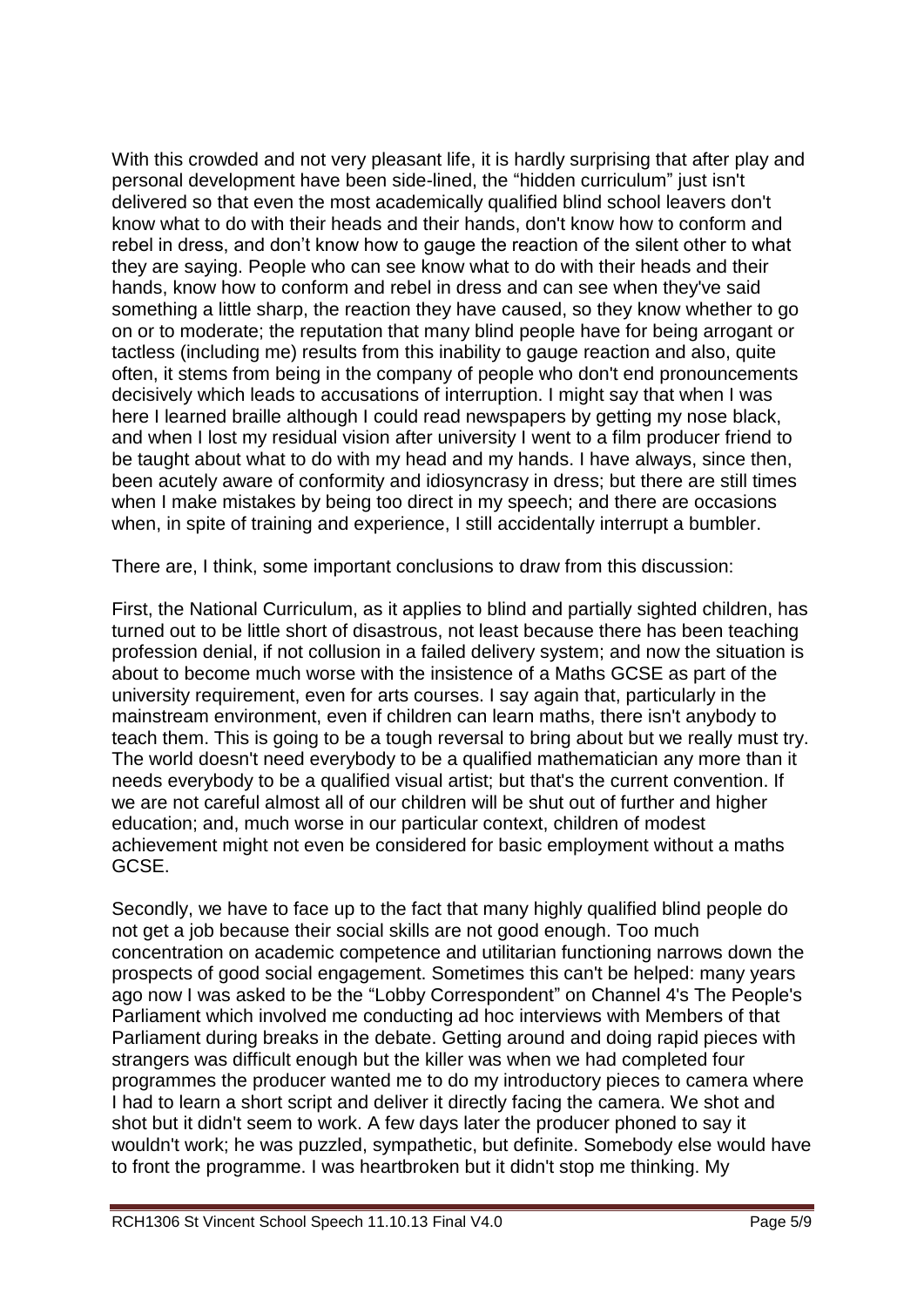With this crowded and not very pleasant life, it is hardly surprising that after play and personal development have been side-lined, the "hidden curriculum" just isn't delivered so that even the most academically qualified blind school leavers don't know what to do with their heads and their hands, don't know how to conform and rebel in dress, and don't know how to gauge the reaction of the silent other to what they are saying. People who can see know what to do with their heads and their hands, know how to conform and rebel in dress and can see when they've said something a little sharp, the reaction they have caused, so they know whether to go on or to moderate; the reputation that many blind people have for being arrogant or tactless (including me) results from this inability to gauge reaction and also, quite often, it stems from being in the company of people who don't end pronouncements decisively which leads to accusations of interruption. I might say that when I was here I learned braille although I could read newspapers by getting my nose black, and when I lost my residual vision after university I went to a film producer friend to be taught about what to do with my head and my hands. I have always, since then, been acutely aware of conformity and idiosyncrasy in dress; but there are still times when I make mistakes by being too direct in my speech; and there are occasions when, in spite of training and experience, I still accidentally interrupt a bumbler.

There are, I think, some important conclusions to draw from this discussion:

First, the National Curriculum, as it applies to blind and partially sighted children, has turned out to be little short of disastrous, not least because there has been teaching profession denial, if not collusion in a failed delivery system; and now the situation is about to become much worse with the insistence of a Maths GCSE as part of the university requirement, even for arts courses. I say again that, particularly in the mainstream environment, even if children can learn maths, there isn't anybody to teach them. This is going to be a tough reversal to bring about but we really must try. The world doesn't need everybody to be a qualified mathematician any more than it needs everybody to be a qualified visual artist; but that's the current convention. If we are not careful almost all of our children will be shut out of further and higher education; and, much worse in our particular context, children of modest achievement might not even be considered for basic employment without a maths GCSE.

Secondly, we have to face up to the fact that many highly qualified blind people do not get a job because their social skills are not good enough. Too much concentration on academic competence and utilitarian functioning narrows down the prospects of good social engagement. Sometimes this can't be helped: many years ago now I was asked to be the "Lobby Correspondent" on Channel 4's The People's Parliament which involved me conducting ad hoc interviews with Members of that Parliament during breaks in the debate. Getting around and doing rapid pieces with strangers was difficult enough but the killer was when we had completed four programmes the producer wanted me to do my introductory pieces to camera where I had to learn a short script and deliver it directly facing the camera. We shot and shot but it didn't seem to work. A few days later the producer phoned to say it wouldn't work; he was puzzled, sympathetic, but definite. Somebody else would have to front the programme. I was heartbroken but it didn't stop me thinking. My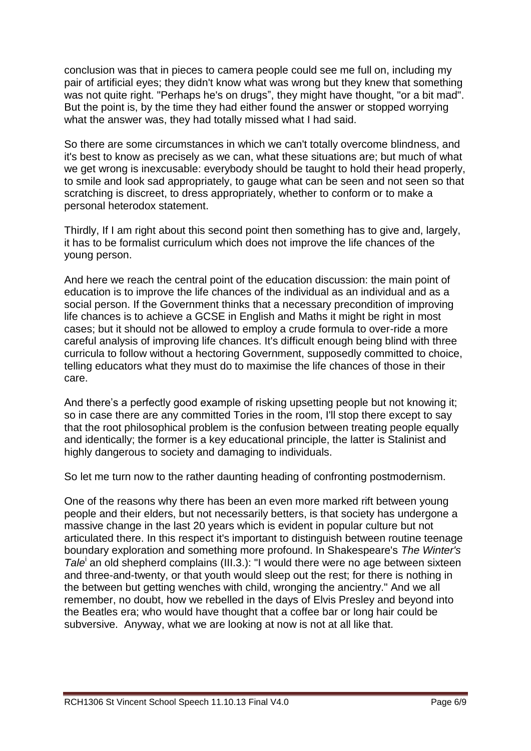conclusion was that in pieces to camera people could see me full on, including my pair of artificial eyes; they didn't know what was wrong but they knew that something was not quite right. "Perhaps he's on drugs", they might have thought, "or a bit mad". But the point is, by the time they had either found the answer or stopped worrying what the answer was, they had totally missed what I had said.

So there are some circumstances in which we can't totally overcome blindness, and it's best to know as precisely as we can, what these situations are; but much of what we get wrong is inexcusable: everybody should be taught to hold their head properly, to smile and look sad appropriately, to gauge what can be seen and not seen so that scratching is discreet, to dress appropriately, whether to conform or to make a personal heterodox statement.

Thirdly, If I am right about this second point then something has to give and, largely, it has to be formalist curriculum which does not improve the life chances of the young person.

And here we reach the central point of the education discussion: the main point of education is to improve the life chances of the individual as an individual and as a social person. If the Government thinks that a necessary precondition of improving life chances is to achieve a GCSE in English and Maths it might be right in most cases; but it should not be allowed to employ a crude formula to over-ride a more careful analysis of improving life chances. It's difficult enough being blind with three curricula to follow without a hectoring Government, supposedly committed to choice, telling educators what they must do to maximise the life chances of those in their care.

And there's a perfectly good example of risking upsetting people but not knowing it; so in case there are any committed Tories in the room, I'll stop there except to say that the root philosophical problem is the confusion between treating people equally and identically; the former is a key educational principle, the latter is Stalinist and highly dangerous to society and damaging to individuals.

So let me turn now to the rather daunting heading of confronting postmodernism.

One of the reasons why there has been an even more marked rift between young people and their elders, but not necessarily betters, is that society has undergone a massive change in the last 20 years which is evident in popular culture but not articulated there. In this respect it's important to distinguish between routine teenage boundary exploration and something more profound. In Shakespeare's *The Winter's Tale*[i] an old shepherd complains (III.3.): "I would there were no age between sixteen and three-and-twenty, or that youth would sleep out the rest; for there is nothing in the between but getting wenches with child, wronging the ancientry." And we all remember, no doubt, how we rebelled in the days of Elvis Presley and beyond into the Beatles era; who would have thought that a coffee bar or long hair could be subversive. Anyway, what we are looking at now is not at all like that.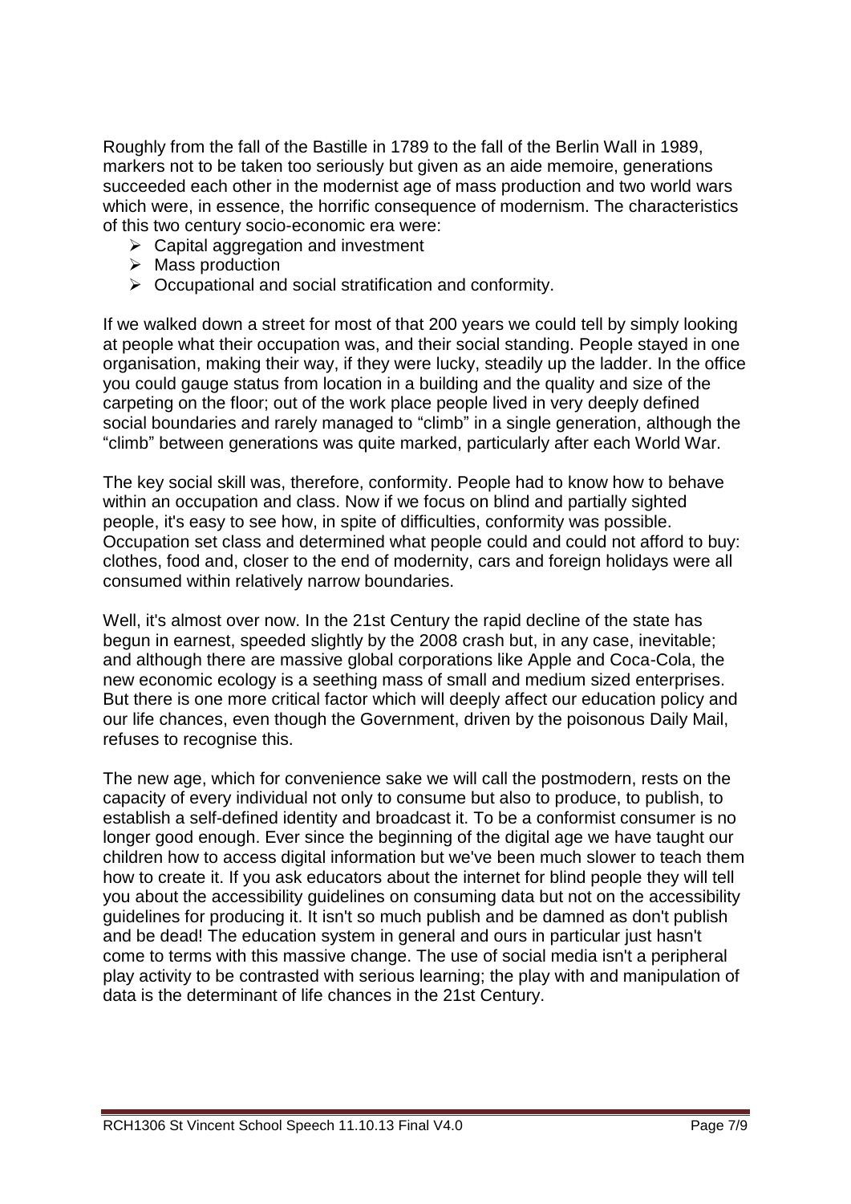Roughly from the fall of the Bastille in 1789 to the fall of the Berlin Wall in 1989, markers not to be taken too seriously but given as an aide memoire, generations succeeded each other in the modernist age of mass production and two world wars which were, in essence, the horrific consequence of modernism. The characteristics of this two century socio-economic era were:

- Capital aggregation and investment
- Mass production
- Occupational and social stratification and conformity.

If we walked down a street for most of that 200 years we could tell by simply looking at people what their occupation was, and their social standing. People stayed in one organisation, making their way, if they were lucky, steadily up the ladder. In the office you could gauge status from location in a building and the quality and size of the carpeting on the floor; out of the work place people lived in very deeply defined social boundaries and rarely managed to "climb" in a single generation, although the "climb" between generations was quite marked, particularly after each World War.

The key social skill was, therefore, conformity. People had to know how to behave within an occupation and class. Now if we focus on blind and partially sighted people, it's easy to see how, in spite of difficulties, conformity was possible. Occupation set class and determined what people could and could not afford to buy: clothes, food and, closer to the end of modernity, cars and foreign holidays were all consumed within relatively narrow boundaries.

Well, it's almost over now. In the 21st Century the rapid decline of the state has begun in earnest, speeded slightly by the 2008 crash but, in any case, inevitable; and although there are massive global corporations like Apple and Coca-Cola, the new economic ecology is a seething mass of small and medium sized enterprises. But there is one more critical factor which will deeply affect our education policy and our life chances, even though the Government, driven by the poisonous Daily Mail, refuses to recognise this.

The new age, which for convenience sake we will call the postmodern, rests on the capacity of every individual not only to consume but also to produce, to publish, to establish a self-defined identity and broadcast it. To be a conformist consumer is no longer good enough. Ever since the beginning of the digital age we have taught our children how to access digital information but we've been much slower to teach them how to create it. If you ask educators about the internet for blind people they will tell you about the accessibility guidelines on consuming data but not on the accessibility guidelines for producing it. It isn't so much publish and be damned as don't publish and be dead! The education system in general and ours in particular just hasn't come to terms with this massive change. The use of social media isn't a peripheral play activity to be contrasted with serious learning; the play with and manipulation of data is the determinant of life chances in the 21st Century.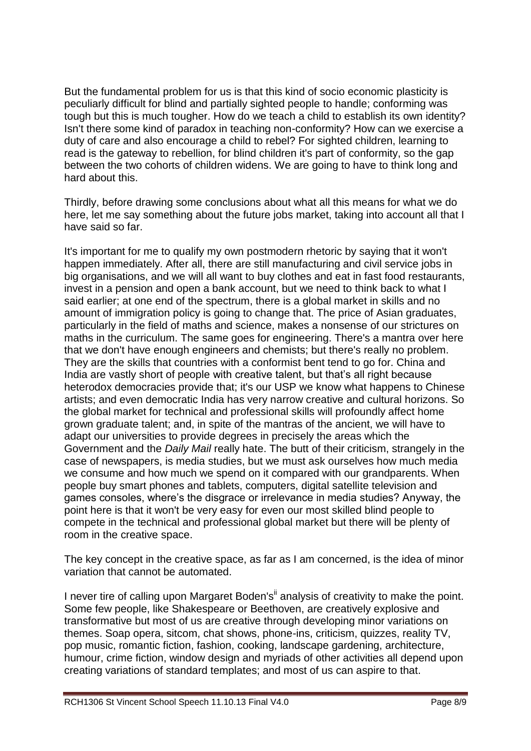But the fundamental problem for us is that this kind of socio economic plasticity is peculiarly difficult for blind and partially sighted people to handle; conforming was tough but this is much tougher. How do we teach a child to establish its own identity? Isn't there some kind of paradox in teaching non-conformity? How can we exercise a duty of care and also encourage a child to rebel? For sighted children, learning to read is the gateway to rebellion, for blind children it's part of conformity, so the gap between the two cohorts of children widens. We are going to have to think long and hard about this.

Thirdly, before drawing some conclusions about what all this means for what we do here, let me say something about the future jobs market, taking into account all that I have said so far.

It's important for me to qualify my own postmodern rhetoric by saying that it won't happen immediately. After all, there are still manufacturing and civil service jobs in big organisations, and we will all want to buy clothes and eat in fast food restaurants, invest in a pension and open a bank account, but we need to think back to what I said earlier; at one end of the spectrum, there is a global market in skills and no amount of immigration policy is going to change that. The price of Asian graduates, particularly in the field of maths and science, makes a nonsense of our strictures on maths in the curriculum. The same goes for engineering. There's a mantra over here that we don't have enough engineers and chemists; but there's really no problem. They are the skills that countries with a conformist bent tend to go for. China and India are vastly short of people with creative talent, but that's all right because heterodox democracies provide that; it's our USP we know what happens to Chinese artists; and even democratic India has very narrow creative and cultural horizons. So the global market for technical and professional skills will profoundly affect home grown graduate talent; and, in spite of the mantras of the ancient, we will have to adapt our universities to provide degrees in precisely the areas which the Government and the *Daily Mail* really hate. The butt of their criticism, strangely in the case of newspapers, is media studies, but we must ask ourselves how much media we consume and how much we spend on it compared with our grandparents. When people buy smart phones and tablets, computers, digital satellite television and games consoles, where's the disgrace or irrelevance in media studies? Anyway, the point here is that it won't be very easy for even our most skilled blind people to compete in the technical and professional global market but there will be plenty of room in the creative space.

The key concept in the creative space, as far as I am concerned, is the idea of minor variation that cannot be automated.

I never tire of calling upon Margaret Boden's[ii] analysis of creativity to make the point. Some few people, like Shakespeare or Beethoven, are creatively explosive and transformative but most of us are creative through developing minor variations on themes. Soap opera, sitcom, chat shows, phone-ins, criticism, quizzes, reality TV, pop music, romantic fiction, fashion, cooking, landscape gardening, architecture, humour, crime fiction, window design and myriads of other activities all depend upon creating variations of standard templates; and most of us can aspire to that.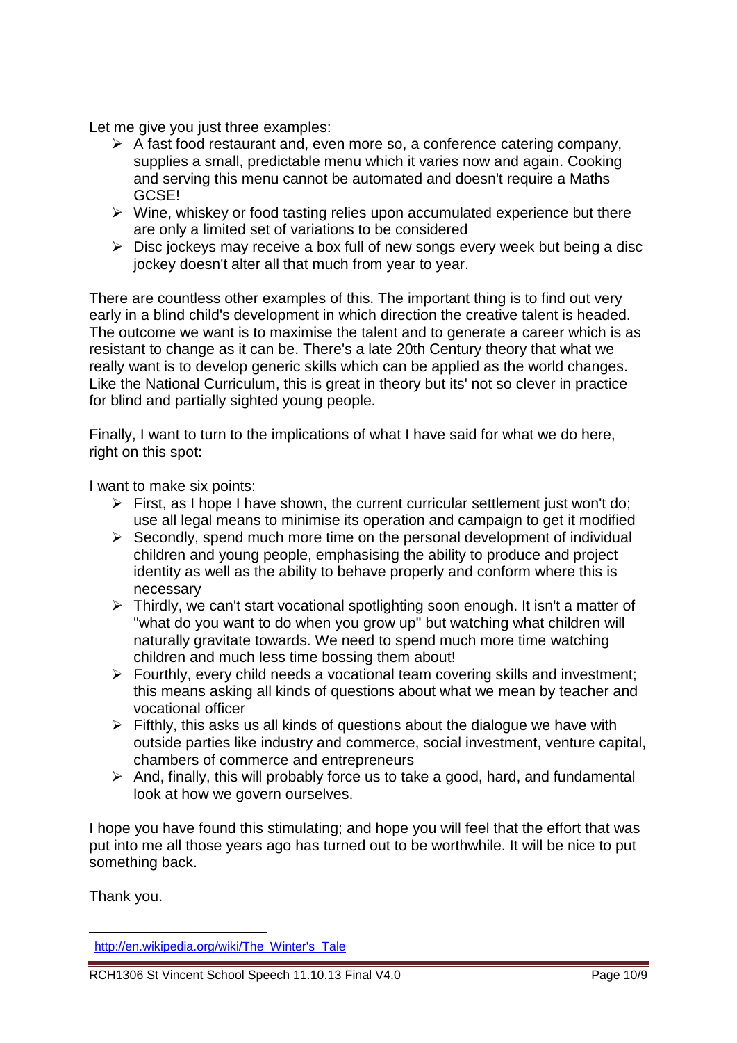Let me give you just three examples:

- A fast food restaurant and, even more so, a conference catering company, supplies a small, predictable menu which it varies now and again. Cooking and serving this menu cannot be automated and doesn't require a Maths GCSE!
- Wine, whiskey or food tasting relies upon accumulated experience but there are only a limited set of variations to be considered
- Disc jockeys may receive a box full of new songs every week but being a disc jockey doesn't alter all that much from year to year.

There are countless other examples of this. The important thing is to find out very early in a blind child's development in which direction the creative talent is headed. The outcome we want is to maximise the talent and to generate a career which is as resistant to change as it can be. There's a late 20th Century theory that what we really want is to develop generic skills which can be applied as the world changes. Like the National Curriculum, this is great in theory but its' not so clever in practice for blind and partially sighted young people.

Finally, I want to turn to the implications of what I have said for what we do here, right on this spot:

I want to make six points:

- First, as I hope I have shown, the current curricular settlement just won't do; use all legal means to minimise its operation and campaign to get it modified
- Secondly, spend much more time on the personal development of individual children and young people, emphasising the ability to produce and project identity as well as the ability to behave properly and conform where this is necessary
- Thirdly, we can't start vocational spotlighting soon enough. It isn't a matter of "what do you want to do when you grow up" but watching what children will naturally gravitate towards. We need to spend much more time watching children and much less time bossing them about!
- Fourthly, every child needs a vocational team covering skills and investment; this means asking all kinds of questions about what we mean by teacher and vocational officer
- Fifthly, this asks us all kinds of questions about the dialogue we have with outside parties like industry and commerce, social investment, venture capital, chambers of commerce and entrepreneurs
- And, finally, this will probably force us to take a good, hard, and fundamental look at how we govern ourselves.

I hope you have found this stimulating; and hope you will feel that the effort that was put into me all those years ago has turned out to be worthwhile. It will be nice to put something back.

Thank you.

---

[i] http://en.wikipedia.org/wiki/The_Winter's_Tale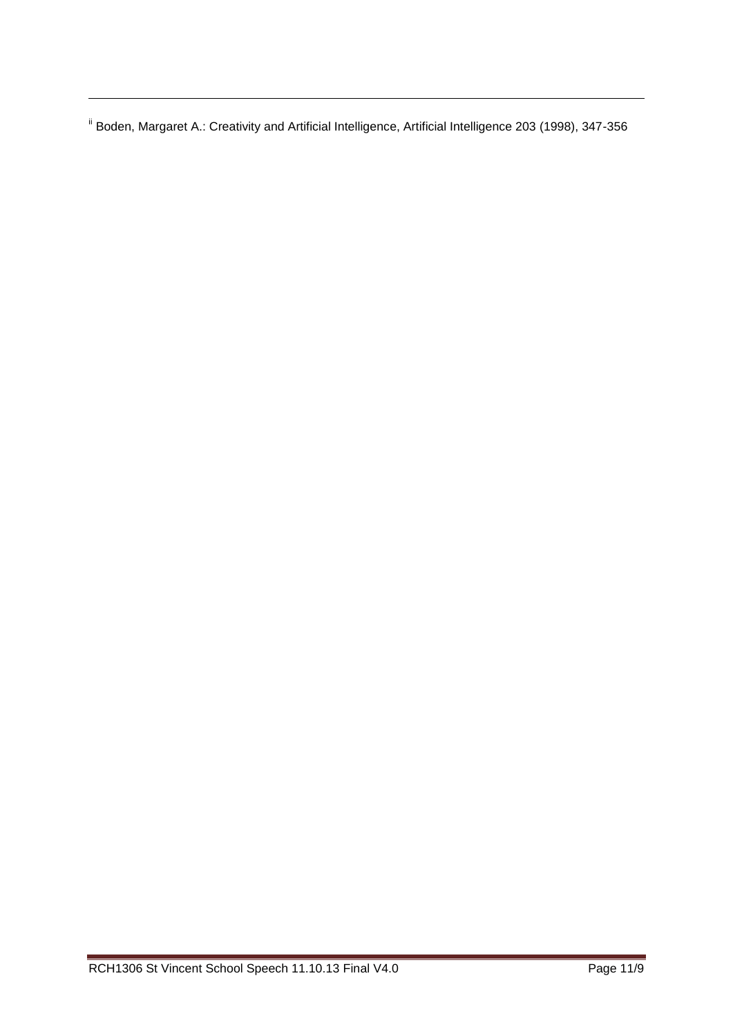[ii] Boden, Margaret A.: Creativity and Artificial Intelligence, Artificial Intelligence 203 (1998), 347-356